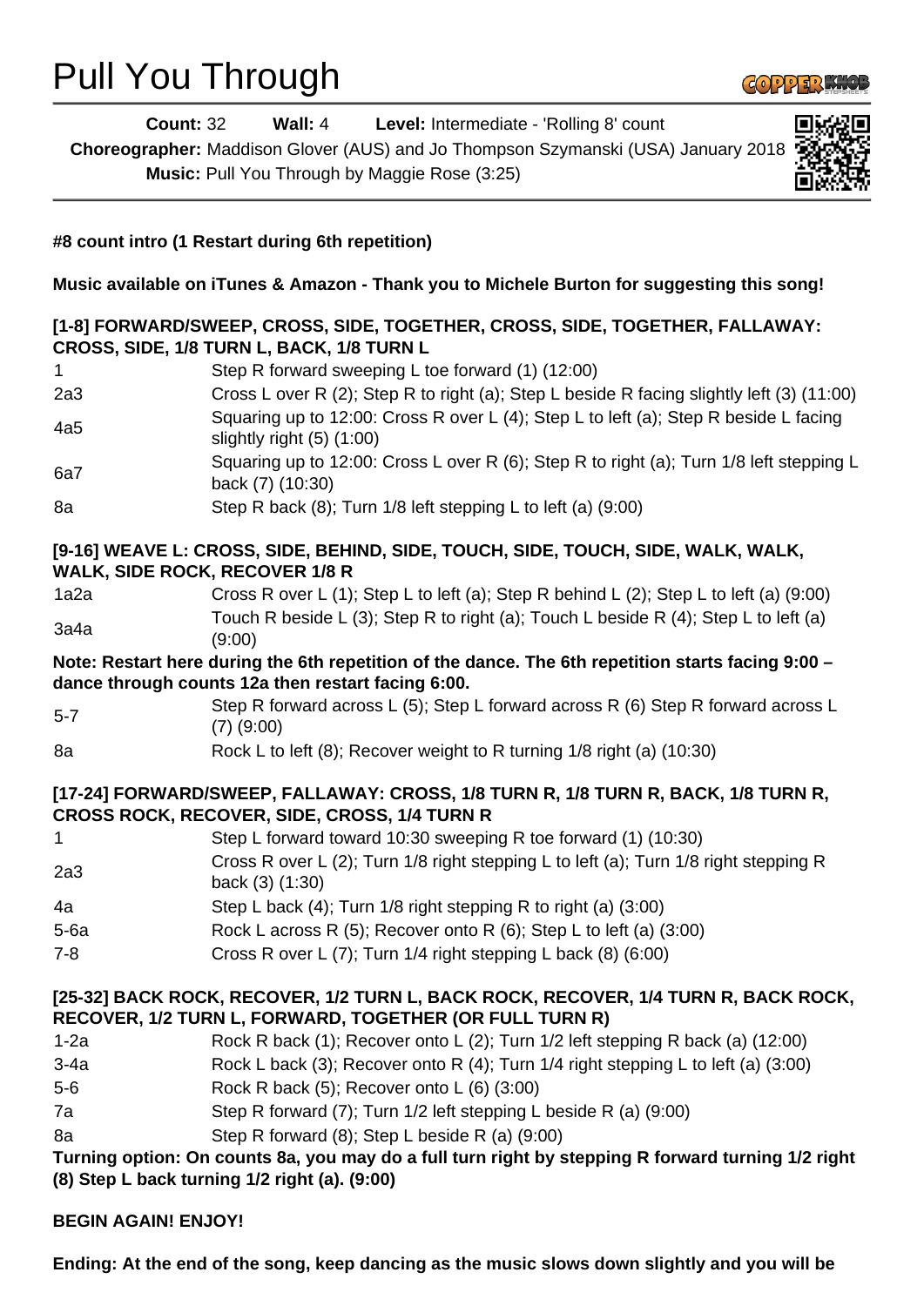# Pull You Through

**Count:** 32 **Wall:** 4 **Level:** Intermediate - 'Rolling 8' count

**Choreographer:** Maddison Glover (AUS) and Jo Thompson Szymanski (USA) January 2018

**Music:** Pull You Through by Maggie Rose (3:25)

**#8 count intro (1 Restart during 6th repetition)**

**Music available on iTunes & Amazon - Thank you to Michele Burton for suggesting this song!**

**[1-8] FORWARD/SWEEP, CROSS, SIDE, TOGETHER, CROSS, SIDE, TOGETHER, FALLAWAY: CROSS, SIDE, 1/8 TURN L, BACK, 1/8 TURN L**

| | |
|---|---|
| 1 | Step R forward sweeping L toe forward (1) (12:00) |
| 2a3 | Cross L over R (2); Step R to right (a); Step L beside R facing slightly left (3) (11:00) |
| 4a5 | Squaring up to 12:00: Cross R over L (4); Step L to left (a); Step R beside L facing slightly right (5) (1:00) |
| 6a7 | Squaring up to 12:00: Cross L over R (6); Step R to right (a); Turn 1/8 left stepping L back (7) (10:30) |
| 8a | Step R back (8); Turn 1/8 left stepping L to left (a) (9:00) |

**[9-16] WEAVE L: CROSS, SIDE, BEHIND, SIDE, TOUCH, SIDE, TOUCH, SIDE, WALK, WALK, WALK, SIDE ROCK, RECOVER 1/8 R**

| | |
|---|---|
| 1a2a | Cross R over L (1); Step L to left (a); Step R behind L (2); Step L to left (a) (9:00) |
| 3a4a | Touch R beside L (3); Step R to right (a); Touch L beside R (4); Step L to left (a) (9:00) |

**Note: Restart here during the 6th repetition of the dance. The 6th repetition starts facing 9:00 – dance through counts 12a then restart facing 6:00.**

| | |
|---|---|
| 5-7 | Step R forward across L (5); Step L forward across R (6) Step R forward across L (7) (9:00) |
| 8a | Rock L to left (8); Recover weight to R turning 1/8 right (a) (10:30) |

**[17-24] FORWARD/SWEEP, FALLAWAY: CROSS, 1/8 TURN R, 1/8 TURN R, BACK, 1/8 TURN R, CROSS ROCK, RECOVER, SIDE, CROSS, 1/4 TURN R**

| | |
|---|---|
| 1 | Step L forward toward 10:30 sweeping R toe forward (1) (10:30) |
| 2a3 | Cross R over L (2); Turn 1/8 right stepping L to left (a); Turn 1/8 right stepping R back (3) (1:30) |
| 4a | Step L back (4); Turn 1/8 right stepping R to right (a) (3:00) |
| 5-6a | Rock L across R (5); Recover onto R (6); Step L to left (a) (3:00) |
| 7-8 | Cross R over L (7); Turn 1/4 right stepping L back (8) (6:00) |

**[25-32] BACK ROCK, RECOVER, 1/2 TURN L, BACK ROCK, RECOVER, 1/4 TURN R, BACK ROCK, RECOVER, 1/2 TURN L, FORWARD, TOGETHER (OR FULL TURN R)**

| | |
|---|---|
| 1-2a | Rock R back (1); Recover onto L (2); Turn 1/2 left stepping R back (a) (12:00) |
| 3-4a | Rock L back (3); Recover onto R (4); Turn 1/4 right stepping L to left (a) (3:00) |
| 5-6 | Rock R back (5); Recover onto L (6) (3:00) |
| 7a | Step R forward (7); Turn 1/2 left stepping L beside R (a) (9:00) |
| 8a | Step R forward (8); Step L beside R (a) (9:00) |

**Turning option: On counts 8a, you may do a full turn right by stepping R forward turning 1/2 right (8) Step L back turning 1/2 right (a). (9:00)**

**BEGIN AGAIN! ENJOY!**

**Ending: At the end of the song, keep dancing as the music slows down slightly and you will be**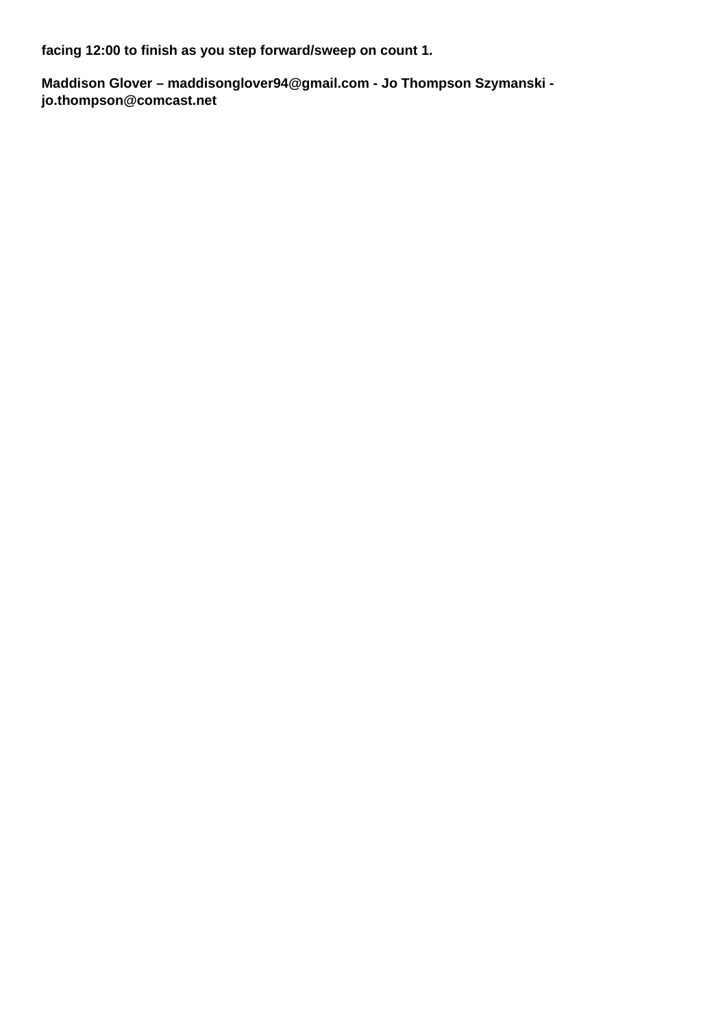**facing 12:00 to finish as you step forward/sweep on count 1.**

**Maddison Glover – maddisonglover94@gmail.com - Jo Thompson Szymanski - jo.thompson@comcast.net**